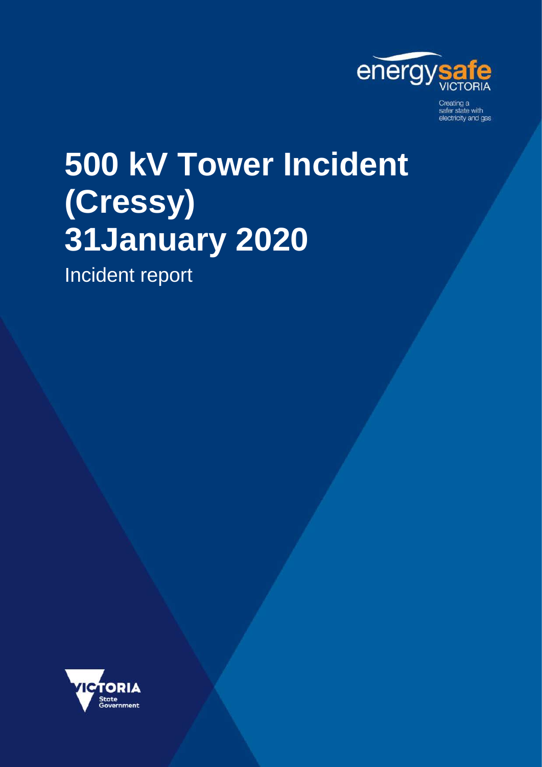energysafe VICTORIA

Creating a safer state with electricity and gas

# 500 kV Tower Incident (Cressy) 31January 2020

Incident report

VICTORIA State Government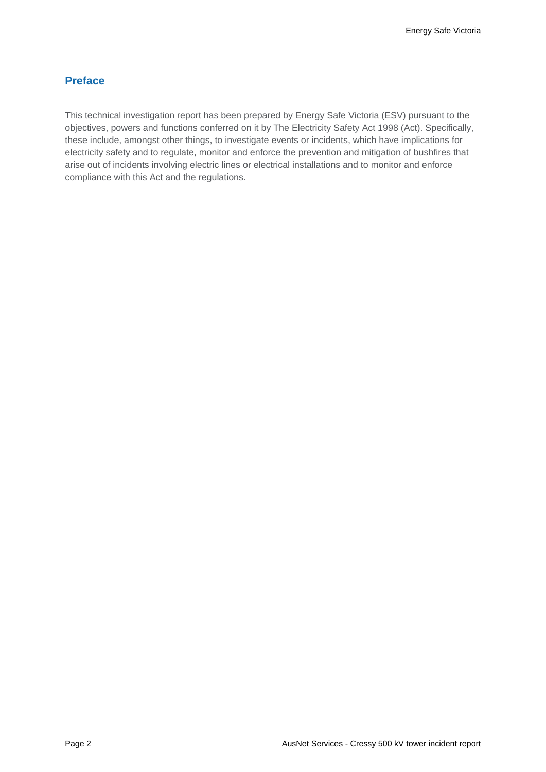## Preface

This technical investigation report has been prepared by Energy Safe Victoria (ESV) pursuant to the objectives, powers and functions conferred on it by The Electricity Safety Act 1998 (Act). Specifically, these include, amongst other things, to investigate events or incidents, which have implications for electricity safety and to regulate, monitor and enforce the prevention and mitigation of bushfires that arise out of incidents involving electric lines or electrical installations and to monitor and enforce compliance with this Act and the regulations.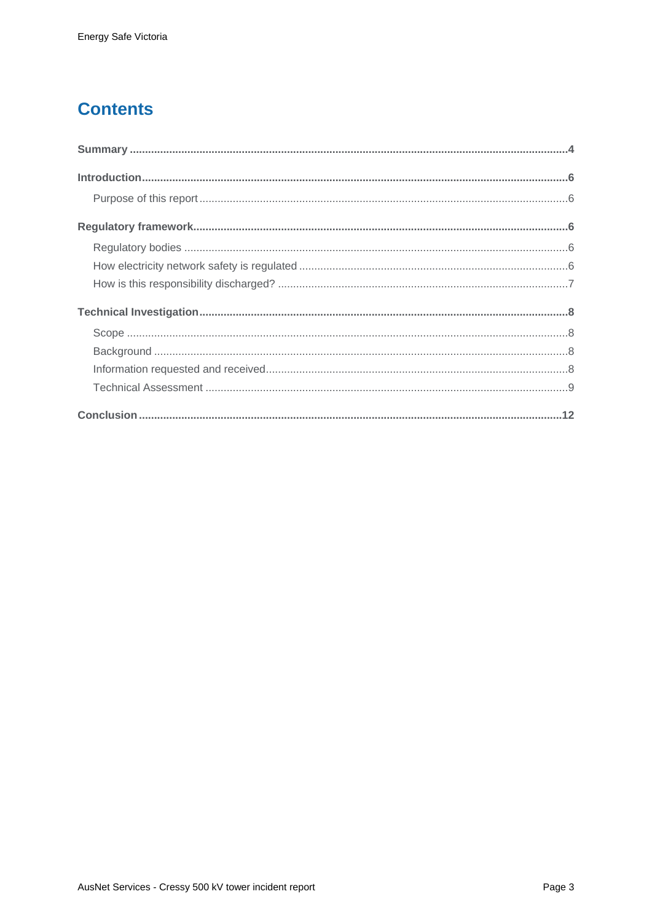# Contents

**Summary** .......................................................................................................................................... **4**

**Introduction** ..................................................................................................................................... **6**

Purpose of this report ........................................................................................................................ 6

**Regulatory framework** ........................................................................................................................ **6**

Regulatory bodies .............................................................................................................................. 6

How electricity network safety is regulated ........................................................................................ 6

How is this responsibility discharged? ............................................................................................... 7

**Technical Investigation** ........................................................................................................................ **8**

Scope ................................................................................................................................................. 8

Background ........................................................................................................................................ 8

Information requested and received ................................................................................................... 8

Technical Assessment ........................................................................................................................ 9

**Conclusion** ......................................................................................................................................... **12**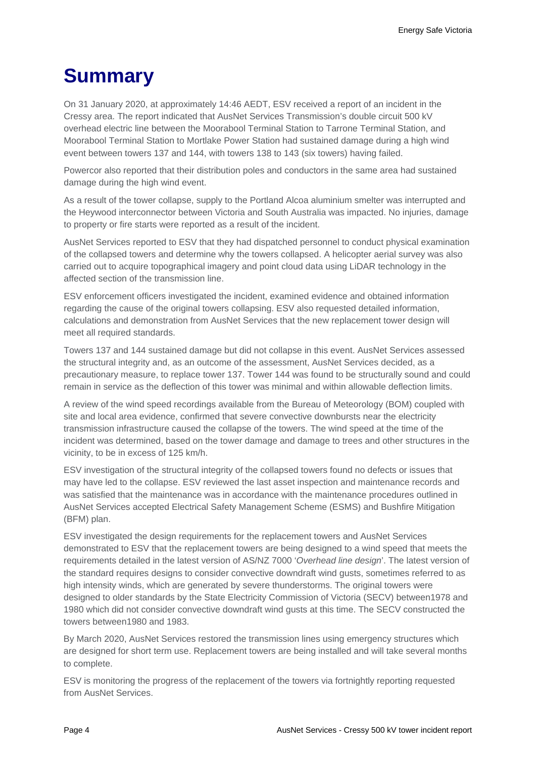# Summary

On 31 January 2020, at approximately 14:46 AEDT, ESV received a report of an incident in the Cressy area. The report indicated that AusNet Services Transmission's double circuit 500 kV overhead electric line between the Moorabool Terminal Station to Tarrone Terminal Station, and Moorabool Terminal Station to Mortlake Power Station had sustained damage during a high wind event between towers 137 and 144, with towers 138 to 143 (six towers) having failed.

Powercor also reported that their distribution poles and conductors in the same area had sustained damage during the high wind event.

As a result of the tower collapse, supply to the Portland Alcoa aluminium smelter was interrupted and the Heywood interconnector between Victoria and South Australia was impacted. No injuries, damage to property or fire starts were reported as a result of the incident.

AusNet Services reported to ESV that they had dispatched personnel to conduct physical examination of the collapsed towers and determine why the towers collapsed. A helicopter aerial survey was also carried out to acquire topographical imagery and point cloud data using LiDAR technology in the affected section of the transmission line.

ESV enforcement officers investigated the incident, examined evidence and obtained information regarding the cause of the original towers collapsing. ESV also requested detailed information, calculations and demonstration from AusNet Services that the new replacement tower design will meet all required standards.

Towers 137 and 144 sustained damage but did not collapse in this event. AusNet Services assessed the structural integrity and, as an outcome of the assessment, AusNet Services decided, as a precautionary measure, to replace tower 137. Tower 144 was found to be structurally sound and could remain in service as the deflection of this tower was minimal and within allowable deflection limits.

A review of the wind speed recordings available from the Bureau of Meteorology (BOM) coupled with site and local area evidence, confirmed that severe convective downbursts near the electricity transmission infrastructure caused the collapse of the towers. The wind speed at the time of the incident was determined, based on the tower damage and damage to trees and other structures in the vicinity, to be in excess of 125 km/h.

ESV investigation of the structural integrity of the collapsed towers found no defects or issues that may have led to the collapse. ESV reviewed the last asset inspection and maintenance records and was satisfied that the maintenance was in accordance with the maintenance procedures outlined in AusNet Services accepted Electrical Safety Management Scheme (ESMS) and Bushfire Mitigation (BFM) plan.

ESV investigated the design requirements for the replacement towers and AusNet Services demonstrated to ESV that the replacement towers are being designed to a wind speed that meets the requirements detailed in the latest version of AS/NZ 7000 '*Overhead line design*'. The latest version of the standard requires designs to consider convective downdraft wind gusts, sometimes referred to as high intensity winds, which are generated by severe thunderstorms. The original towers were designed to older standards by the State Electricity Commission of Victoria (SECV) between1978 and 1980 which did not consider convective downdraft wind gusts at this time. The SECV constructed the towers between1980 and 1983.

By March 2020, AusNet Services restored the transmission lines using emergency structures which are designed for short term use. Replacement towers are being installed and will take several months to complete.

ESV is monitoring the progress of the replacement of the towers via fortnightly reporting requested from AusNet Services.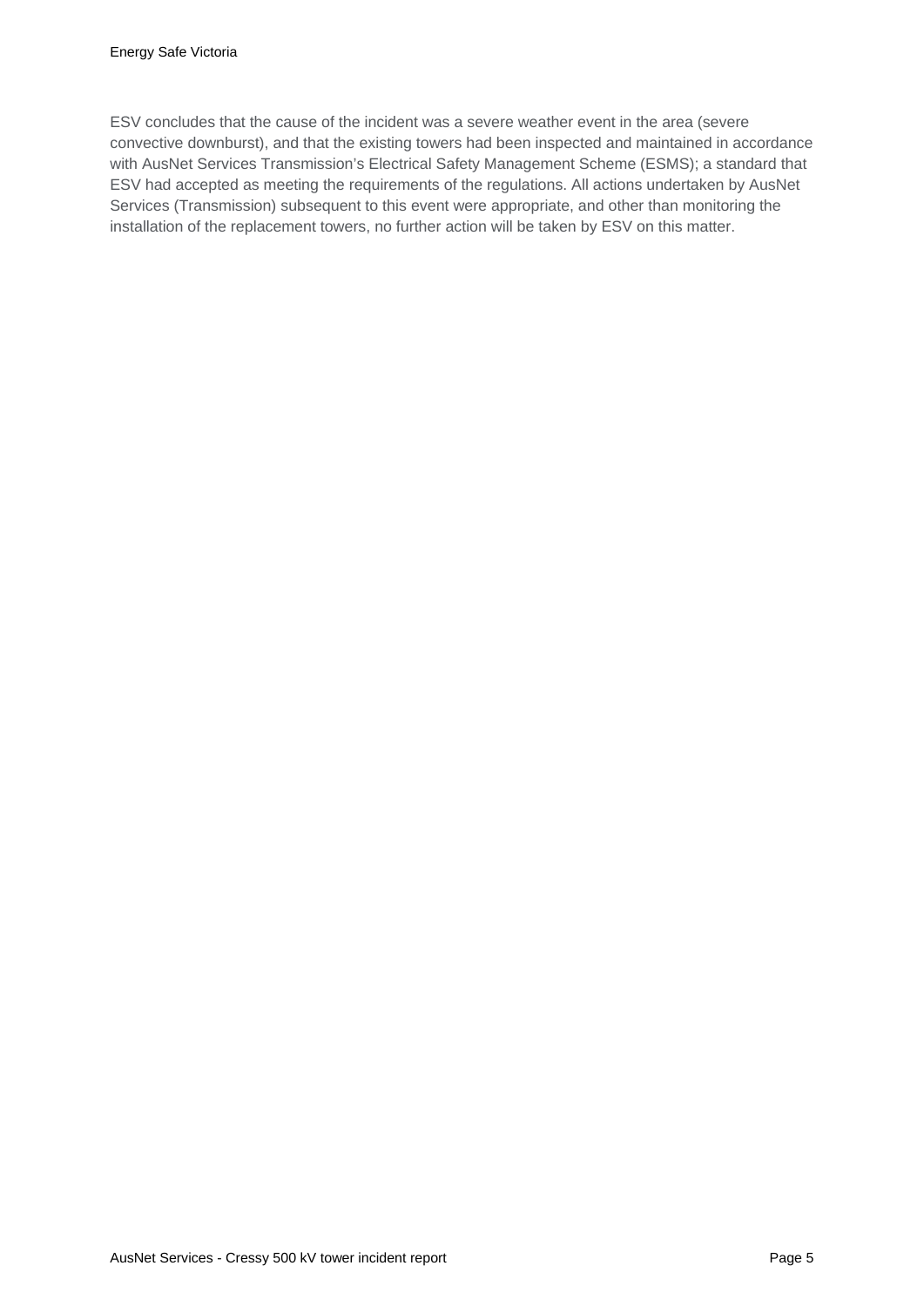ESV concludes that the cause of the incident was a severe weather event in the area (severe convective downburst), and that the existing towers had been inspected and maintained in accordance with AusNet Services Transmission's Electrical Safety Management Scheme (ESMS); a standard that ESV had accepted as meeting the requirements of the regulations. All actions undertaken by AusNet Services (Transmission) subsequent to this event were appropriate, and other than monitoring the installation of the replacement towers, no further action will be taken by ESV on this matter.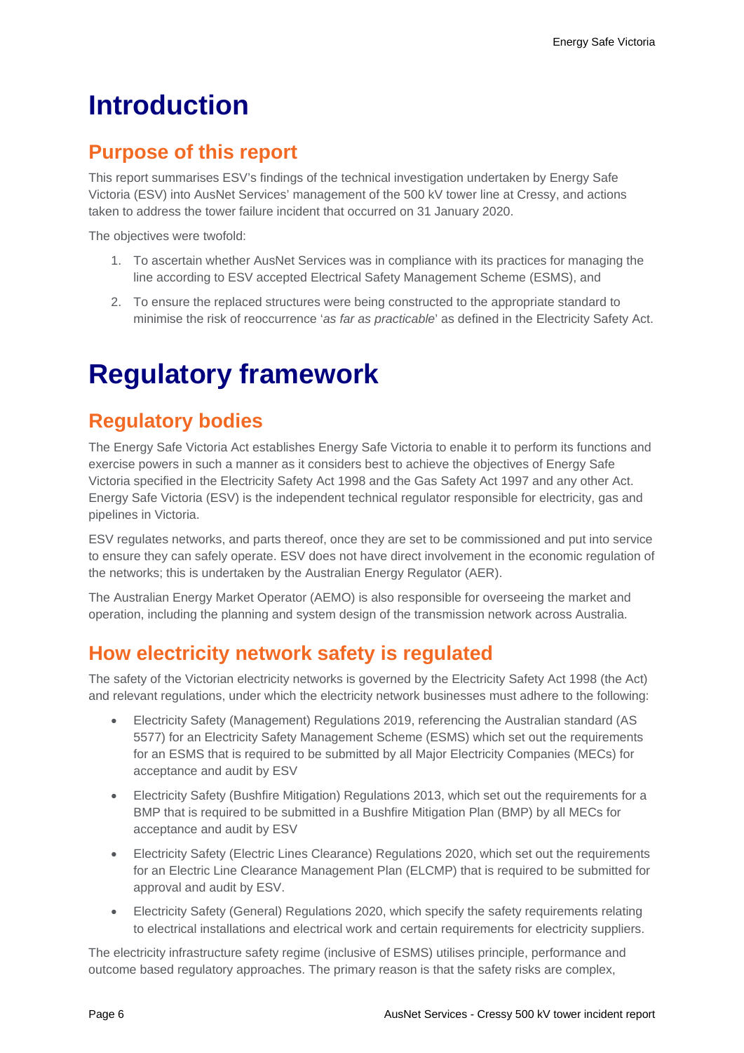# Introduction

## Purpose of this report

This report summarises ESV's findings of the technical investigation undertaken by Energy Safe Victoria (ESV) into AusNet Services' management of the 500 kV tower line at Cressy, and actions taken to address the tower failure incident that occurred on 31 January 2020.

The objectives were twofold:

1. To ascertain whether AusNet Services was in compliance with its practices for managing the line according to ESV accepted Electrical Safety Management Scheme (ESMS), and
2. To ensure the replaced structures were being constructed to the appropriate standard to minimise the risk of reoccurrence '*as far as practicable*' as defined in the Electricity Safety Act.

# Regulatory framework

## Regulatory bodies

The Energy Safe Victoria Act establishes Energy Safe Victoria to enable it to perform its functions and exercise powers in such a manner as it considers best to achieve the objectives of Energy Safe Victoria specified in the Electricity Safety Act 1998 and the Gas Safety Act 1997 and any other Act. Energy Safe Victoria (ESV) is the independent technical regulator responsible for electricity, gas and pipelines in Victoria.

ESV regulates networks, and parts thereof, once they are set to be commissioned and put into service to ensure they can safely operate. ESV does not have direct involvement in the economic regulation of the networks; this is undertaken by the Australian Energy Regulator (AER).

The Australian Energy Market Operator (AEMO) is also responsible for overseeing the market and operation, including the planning and system design of the transmission network across Australia.

## How electricity network safety is regulated

The safety of the Victorian electricity networks is governed by the Electricity Safety Act 1998 (the Act) and relevant regulations, under which the electricity network businesses must adhere to the following:

- Electricity Safety (Management) Regulations 2019, referencing the Australian standard (AS 5577) for an Electricity Safety Management Scheme (ESMS) which set out the requirements for an ESMS that is required to be submitted by all Major Electricity Companies (MECs) for acceptance and audit by ESV
- Electricity Safety (Bushfire Mitigation) Regulations 2013, which set out the requirements for a BMP that is required to be submitted in a Bushfire Mitigation Plan (BMP) by all MECs for acceptance and audit by ESV
- Electricity Safety (Electric Lines Clearance) Regulations 2020, which set out the requirements for an Electric Line Clearance Management Plan (ELCMP) that is required to be submitted for approval and audit by ESV.
- Electricity Safety (General) Regulations 2020, which specify the safety requirements relating to electrical installations and electrical work and certain requirements for electricity suppliers.

The electricity infrastructure safety regime (inclusive of ESMS) utilises principle, performance and outcome based regulatory approaches. The primary reason is that the safety risks are complex,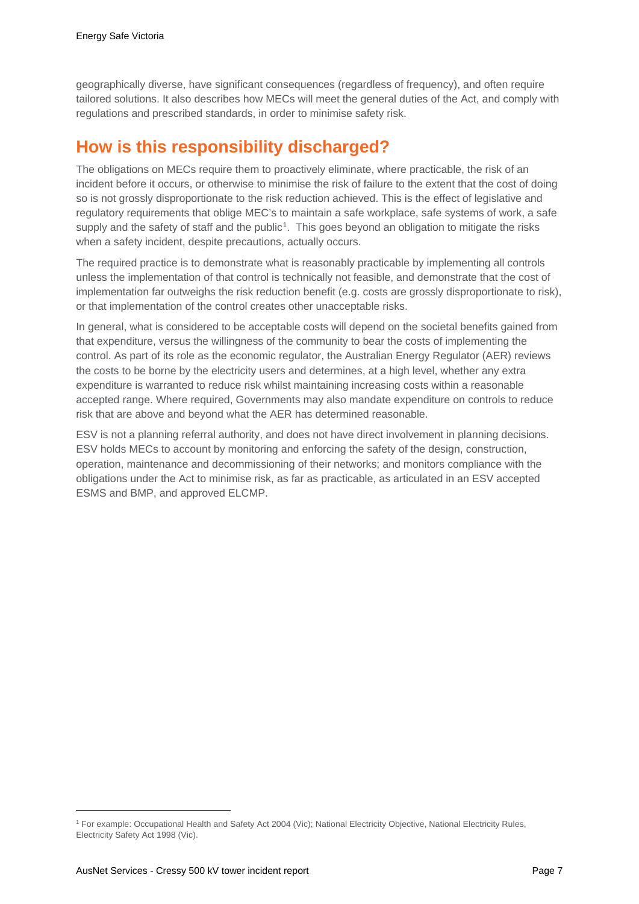geographically diverse, have significant consequences (regardless of frequency), and often require tailored solutions. It also describes how MECs will meet the general duties of the Act, and comply with regulations and prescribed standards, in order to minimise safety risk.

## How is this responsibility discharged?

The obligations on MECs require them to proactively eliminate, where practicable, the risk of an incident before it occurs, or otherwise to minimise the risk of failure to the extent that the cost of doing so is not grossly disproportionate to the risk reduction achieved. This is the effect of legislative and regulatory requirements that oblige MEC's to maintain a safe workplace, safe systems of work, a safe supply and the safety of staff and the public[1]. This goes beyond an obligation to mitigate the risks when a safety incident, despite precautions, actually occurs.

The required practice is to demonstrate what is reasonably practicable by implementing all controls unless the implementation of that control is technically not feasible, and demonstrate that the cost of implementation far outweighs the risk reduction benefit (e.g. costs are grossly disproportionate to risk), or that implementation of the control creates other unacceptable risks.

In general, what is considered to be acceptable costs will depend on the societal benefits gained from that expenditure, versus the willingness of the community to bear the costs of implementing the control. As part of its role as the economic regulator, the Australian Energy Regulator (AER) reviews the costs to be borne by the electricity users and determines, at a high level, whether any extra expenditure is warranted to reduce risk whilst maintaining increasing costs within a reasonable accepted range. Where required, Governments may also mandate expenditure on controls to reduce risk that are above and beyond what the AER has determined reasonable.

ESV is not a planning referral authority, and does not have direct involvement in planning decisions. ESV holds MECs to account by monitoring and enforcing the safety of the design, construction, operation, maintenance and decommissioning of their networks; and monitors compliance with the obligations under the Act to minimise risk, as far as practicable, as articulated in an ESV accepted ESMS and BMP, and approved ELCMP.

---

[1] For example: Occupational Health and Safety Act 2004 (Vic); National Electricity Objective, National Electricity Rules, Electricity Safety Act 1998 (Vic).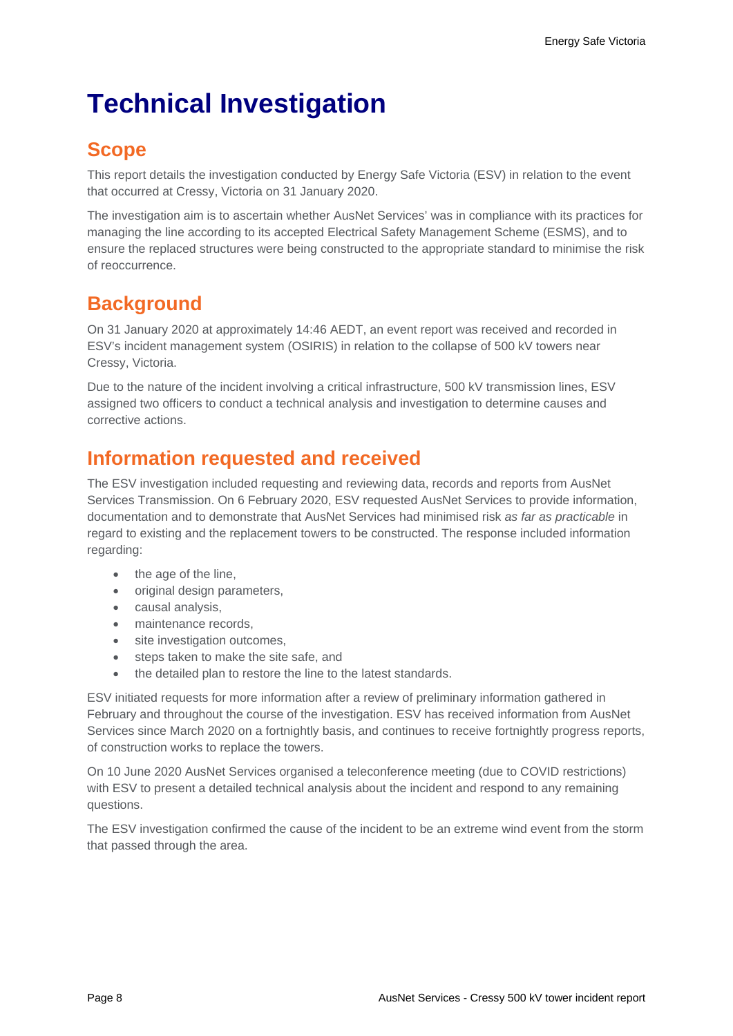# Technical Investigation

## Scope

This report details the investigation conducted by Energy Safe Victoria (ESV) in relation to the event that occurred at Cressy, Victoria on 31 January 2020.

The investigation aim is to ascertain whether AusNet Services' was in compliance with its practices for managing the line according to its accepted Electrical Safety Management Scheme (ESMS), and to ensure the replaced structures were being constructed to the appropriate standard to minimise the risk of reoccurrence.

## Background

On 31 January 2020 at approximately 14:46 AEDT, an event report was received and recorded in ESV's incident management system (OSIRIS) in relation to the collapse of 500 kV towers near Cressy, Victoria.

Due to the nature of the incident involving a critical infrastructure, 500 kV transmission lines, ESV assigned two officers to conduct a technical analysis and investigation to determine causes and corrective actions.

## Information requested and received

The ESV investigation included requesting and reviewing data, records and reports from AusNet Services Transmission. On 6 February 2020, ESV requested AusNet Services to provide information, documentation and to demonstrate that AusNet Services had minimised risk *as far as practicable* in regard to existing and the replacement towers to be constructed. The response included information regarding:

- the age of the line,
- original design parameters,
- causal analysis,
- maintenance records,
- site investigation outcomes,
- steps taken to make the site safe, and
- the detailed plan to restore the line to the latest standards.

ESV initiated requests for more information after a review of preliminary information gathered in February and throughout the course of the investigation. ESV has received information from AusNet Services since March 2020 on a fortnightly basis, and continues to receive fortnightly progress reports, of construction works to replace the towers.

On 10 June 2020 AusNet Services organised a teleconference meeting (due to COVID restrictions) with ESV to present a detailed technical analysis about the incident and respond to any remaining questions.

The ESV investigation confirmed the cause of the incident to be an extreme wind event from the storm that passed through the area.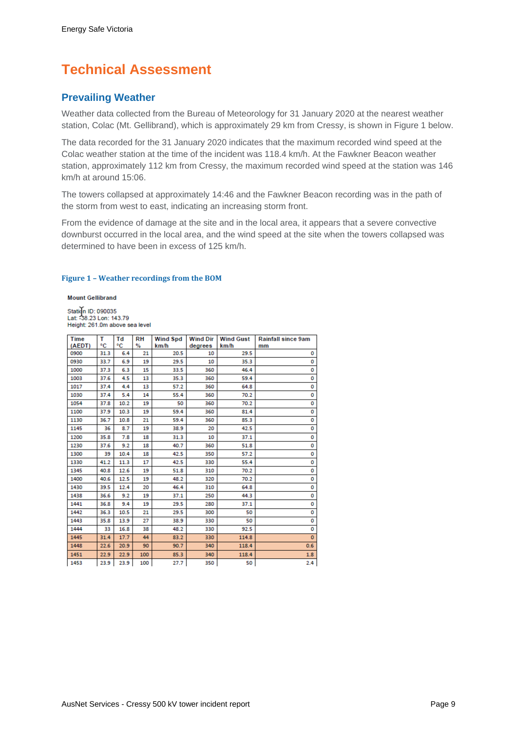# Technical Assessment

## Prevailing Weather

Weather data collected from the Bureau of Meteorology for 31 January 2020 at the nearest weather station, Colac (Mt. Gellibrand), which is approximately 29 km from Cressy, is shown in Figure 1 below.

The data recorded for the 31 January 2020 indicates that the maximum recorded wind speed at the Colac weather station at the time of the incident was 118.4 km/h. At the Fawkner Beacon weather station, approximately 112 km from Cressy, the maximum recorded wind speed at the station was 146 km/h at around 15:06.

The towers collapsed at approximately 14:46 and the Fawkner Beacon recording was in the path of the storm from west to east, indicating an increasing storm front.

From the evidence of damage at the site and in the local area, it appears that a severe convective downburst occurred in the local area, and the wind speed at the site when the towers collapsed was determined to have been in excess of 125 km/h.

**Figure 1 – Weather recordings from the BOM**

**Mount Gellibrand**

Station ID: 090035
Lat: -38.23 Lon: 143.79
Height: 261.0m above sea level

| Time (AEDT) | T °C | Td °C | RH % | Wind Spd km/h | Wind Dir degrees | Wind Gust km/h | Rainfall since 9am mm |
|---|---|---|---|---|---|---|---|
| 0900 | 31.3 | 6.4 | 21 | 20.5 | 10 | 29.5 | 0 |
| 0930 | 33.7 | 6.9 | 19 | 29.5 | 10 | 35.3 | 0 |
| 1000 | 37.3 | 6.3 | 15 | 33.5 | 360 | 46.4 | 0 |
| 1003 | 37.6 | 4.5 | 13 | 35.3 | 360 | 59.4 | 0 |
| 1017 | 37.4 | 4.4 | 13 | 57.2 | 360 | 64.8 | 0 |
| 1030 | 37.4 | 5.4 | 14 | 55.4 | 360 | 70.2 | 0 |
| 1054 | 37.8 | 10.2 | 19 | 50 | 360 | 70.2 | 0 |
| 1100 | 37.9 | 10.3 | 19 | 59.4 | 360 | 81.4 | 0 |
| 1130 | 36.7 | 10.8 | 21 | 59.4 | 360 | 85.3 | 0 |
| 1145 | 36 | 8.7 | 19 | 38.9 | 20 | 42.5 | 0 |
| 1200 | 35.8 | 7.8 | 18 | 31.3 | 10 | 37.1 | 0 |
| 1230 | 37.6 | 9.2 | 18 | 40.7 | 360 | 51.8 | 0 |
| 1300 | 39 | 10.4 | 18 | 42.5 | 350 | 57.2 | 0 |
| 1330 | 41.2 | 11.3 | 17 | 42.5 | 330 | 55.4 | 0 |
| 1345 | 40.8 | 12.6 | 19 | 51.8 | 310 | 70.2 | 0 |
| 1400 | 40.6 | 12.5 | 19 | 48.2 | 320 | 70.2 | 0 |
| 1430 | 39.5 | 12.4 | 20 | 46.4 | 310 | 64.8 | 0 |
| 1438 | 36.6 | 9.2 | 19 | 37.1 | 250 | 44.3 | 0 |
| 1441 | 36.8 | 9.4 | 19 | 29.5 | 280 | 37.1 | 0 |
| 1442 | 36.3 | 10.5 | 21 | 29.5 | 300 | 50 | 0 |
| 1443 | 35.8 | 13.9 | 27 | 38.9 | 330 | 50 | 0 |
| 1444 | 33 | 16.8 | 38 | 48.2 | 330 | 92.5 | 0 |
| 1445 | 31.4 | 17.7 | 44 | 83.2 | 330 | 114.8 | 0 |
| 1448 | 22.6 | 20.9 | 90 | 90.7 | 340 | 118.4 | 0.6 |
| 1451 | 22.9 | 22.9 | 100 | 85.3 | 340 | 118.4 | 1.8 |
| 1453 | 23.9 | 23.9 | 100 | 27.7 | 350 | 50 | 2.4 |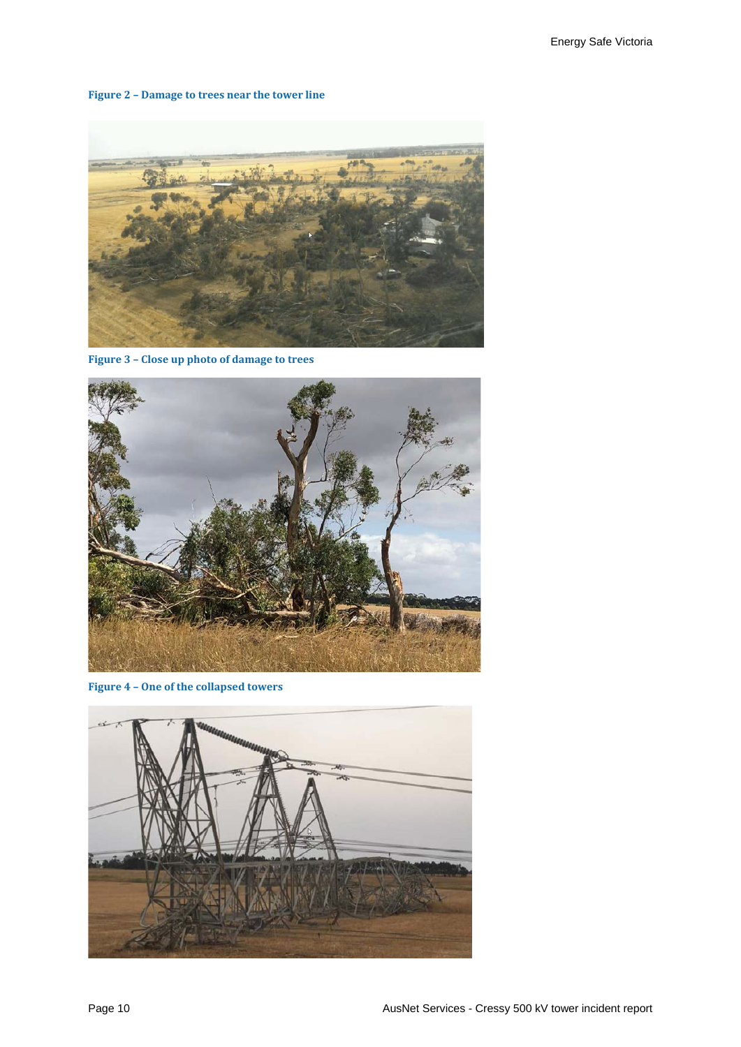**Figure 2 – Damage to trees near the tower line**

**Figure 3 – Close up photo of damage to trees**

**Figure 4 – One of the collapsed towers**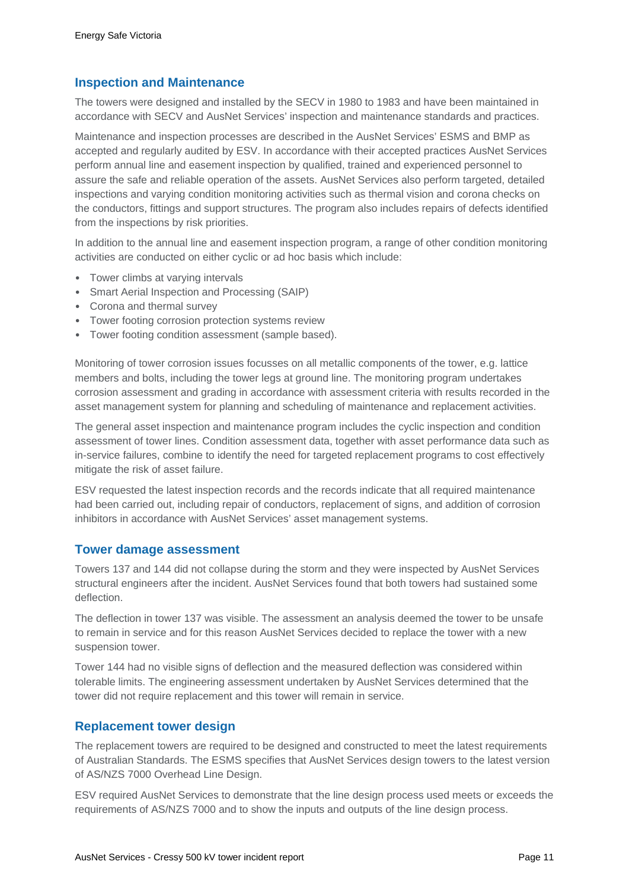## Inspection and Maintenance

The towers were designed and installed by the SECV in 1980 to 1983 and have been maintained in accordance with SECV and AusNet Services' inspection and maintenance standards and practices.

Maintenance and inspection processes are described in the AusNet Services' ESMS and BMP as accepted and regularly audited by ESV. In accordance with their accepted practices AusNet Services perform annual line and easement inspection by qualified, trained and experienced personnel to assure the safe and reliable operation of the assets. AusNet Services also perform targeted, detailed inspections and varying condition monitoring activities such as thermal vision and corona checks on the conductors, fittings and support structures. The program also includes repairs of defects identified from the inspections by risk priorities.

In addition to the annual line and easement inspection program, a range of other condition monitoring activities are conducted on either cyclic or ad hoc basis which include:

- Tower climbs at varying intervals
- Smart Aerial Inspection and Processing (SAIP)
- Corona and thermal survey
- Tower footing corrosion protection systems review
- Tower footing condition assessment (sample based).

Monitoring of tower corrosion issues focusses on all metallic components of the tower, e.g. lattice members and bolts, including the tower legs at ground line. The monitoring program undertakes corrosion assessment and grading in accordance with assessment criteria with results recorded in the asset management system for planning and scheduling of maintenance and replacement activities.

The general asset inspection and maintenance program includes the cyclic inspection and condition assessment of tower lines. Condition assessment data, together with asset performance data such as in-service failures, combine to identify the need for targeted replacement programs to cost effectively mitigate the risk of asset failure.

ESV requested the latest inspection records and the records indicate that all required maintenance had been carried out, including repair of conductors, replacement of signs, and addition of corrosion inhibitors in accordance with AusNet Services' asset management systems.

## Tower damage assessment

Towers 137 and 144 did not collapse during the storm and they were inspected by AusNet Services structural engineers after the incident. AusNet Services found that both towers had sustained some deflection.

The deflection in tower 137 was visible. The assessment an analysis deemed the tower to be unsafe to remain in service and for this reason AusNet Services decided to replace the tower with a new suspension tower.

Tower 144 had no visible signs of deflection and the measured deflection was considered within tolerable limits. The engineering assessment undertaken by AusNet Services determined that the tower did not require replacement and this tower will remain in service.

## Replacement tower design

The replacement towers are required to be designed and constructed to meet the latest requirements of Australian Standards. The ESMS specifies that AusNet Services design towers to the latest version of AS/NZS 7000 Overhead Line Design.

ESV required AusNet Services to demonstrate that the line design process used meets or exceeds the requirements of AS/NZS 7000 and to show the inputs and outputs of the line design process.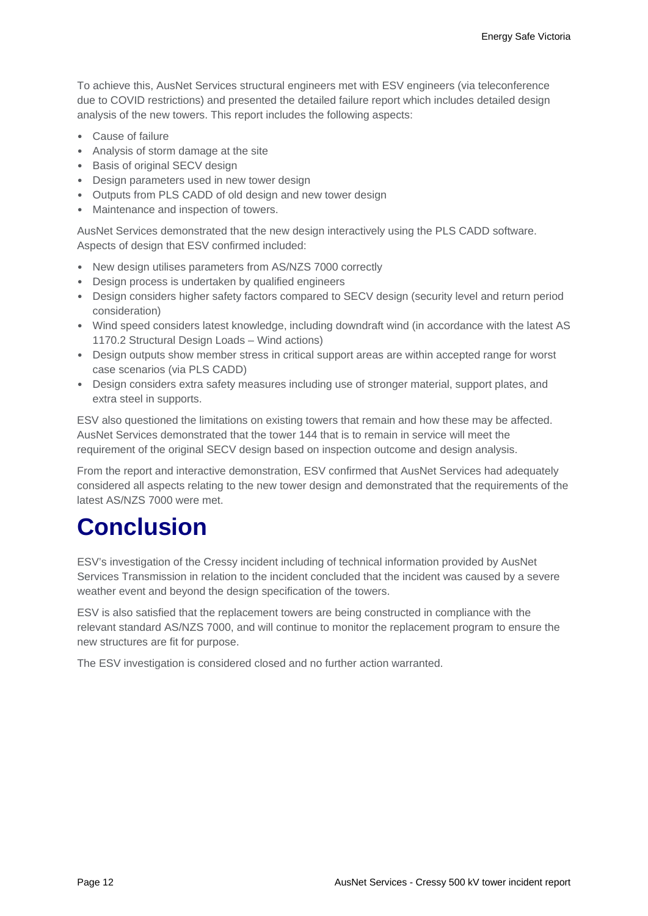To achieve this, AusNet Services structural engineers met with ESV engineers (via teleconference due to COVID restrictions) and presented the detailed failure report which includes detailed design analysis of the new towers. This report includes the following aspects:

- Cause of failure
- Analysis of storm damage at the site
- Basis of original SECV design
- Design parameters used in new tower design
- Outputs from PLS CADD of old design and new tower design
- Maintenance and inspection of towers.

AusNet Services demonstrated that the new design interactively using the PLS CADD software. Aspects of design that ESV confirmed included:

- New design utilises parameters from AS/NZS 7000 correctly
- Design process is undertaken by qualified engineers
- Design considers higher safety factors compared to SECV design (security level and return period consideration)
- Wind speed considers latest knowledge, including downdraft wind (in accordance with the latest AS 1170.2 Structural Design Loads – Wind actions)
- Design outputs show member stress in critical support areas are within accepted range for worst case scenarios (via PLS CADD)
- Design considers extra safety measures including use of stronger material, support plates, and extra steel in supports.

ESV also questioned the limitations on existing towers that remain and how these may be affected. AusNet Services demonstrated that the tower 144 that is to remain in service will meet the requirement of the original SECV design based on inspection outcome and design analysis.

From the report and interactive demonstration, ESV confirmed that AusNet Services had adequately considered all aspects relating to the new tower design and demonstrated that the requirements of the latest AS/NZS 7000 were met.

# Conclusion

ESV's investigation of the Cressy incident including of technical information provided by AusNet Services Transmission in relation to the incident concluded that the incident was caused by a severe weather event and beyond the design specification of the towers.

ESV is also satisfied that the replacement towers are being constructed in compliance with the relevant standard AS/NZS 7000, and will continue to monitor the replacement program to ensure the new structures are fit for purpose.

The ESV investigation is considered closed and no further action warranted.